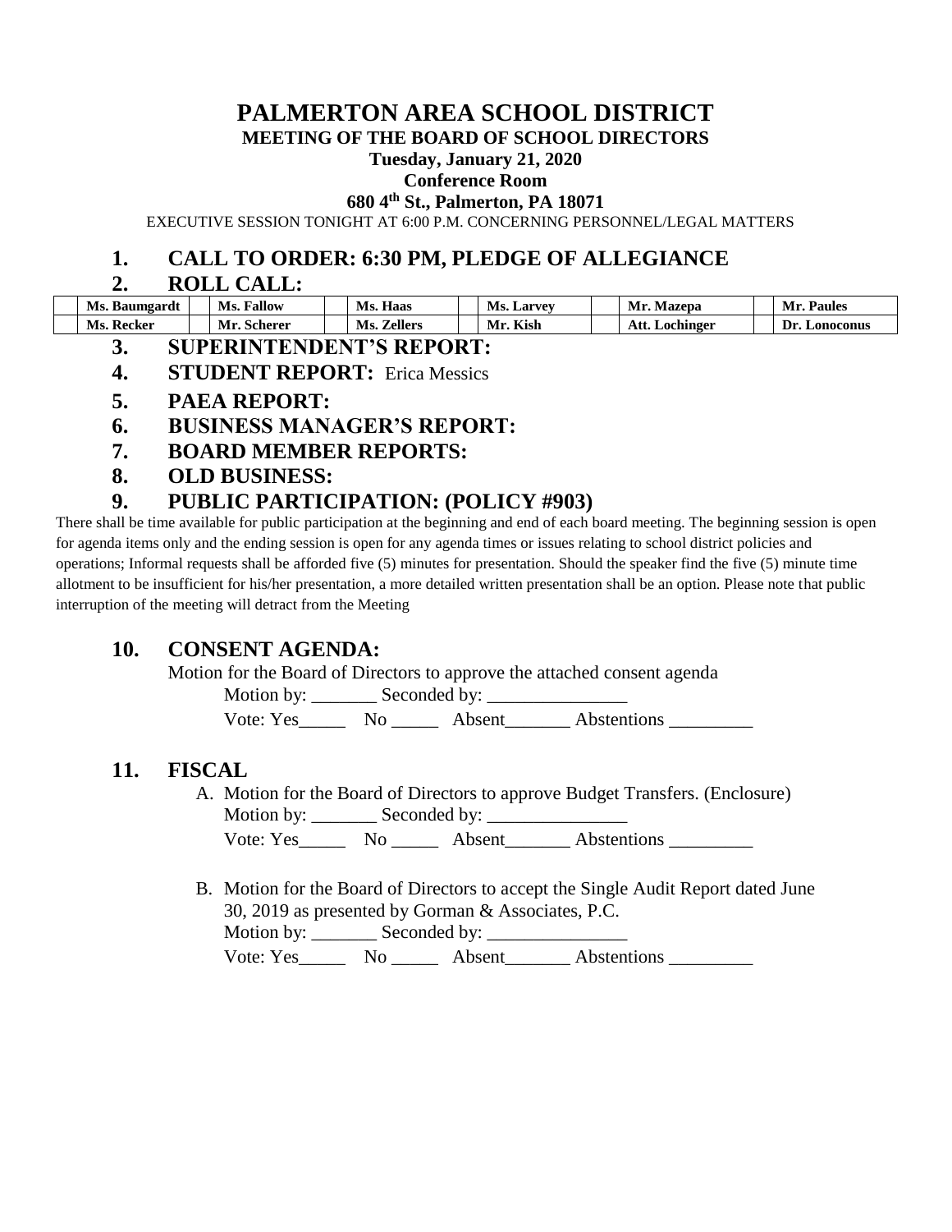# PALMERTON AREA SCHOOL DISTRICT

**MEETING OF THE BOARD OF SCHOOL DIRECTORS**

**Tuesday, January 21, 2020**

**Conference Room**

**680 4th St., Palmerton, PA 18071**

EXECUTIVE SESSION TONIGHT AT 6:00 P.M. CONCERNING PERSONNEL/LEGAL MATTERS

## 1. CALL TO ORDER: 6:30 PM, PLEDGE OF ALLEGIANCE

## 2. ROLL CALL:

| | Ms. Baumgardt | | Ms. Fallow | | Ms. Haas | | Ms. Larvey | | Mr. Mazepa | | Mr. Paules |
|---|---|---|---|---|---|---|---|---|---|---|---|
| | Ms. Recker | | Mr. Scherer | | Ms. Zellers | | Mr. Kish | | Att. Lochinger | | Dr. Lonoconus |

## 3. SUPERINTENDENT'S REPORT:

## 4. STUDENT REPORT: Erica Messics

## 5. PAEA REPORT:

## 6. BUSINESS MANAGER'S REPORT:

## 7. BOARD MEMBER REPORTS:

## 8. OLD BUSINESS:

## 9. PUBLIC PARTICIPATION: (POLICY #903)

There shall be time available for public participation at the beginning and end of each board meeting. The beginning session is open for agenda items only and the ending session is open for any agenda times or issues relating to school district policies and operations; Informal requests shall be afforded five (5) minutes for presentation. Should the speaker find the five (5) minute time allotment to be insufficient for his/her presentation, a more detailed written presentation shall be an option. Please note that public interruption of the meeting will detract from the Meeting

## 10. CONSENT AGENDA:

Motion for the Board of Directors to approve the attached consent agenda

Motion by: _______ Seconded by: _______________

Vote: Yes_____ No _____ Absent_______ Abstentions _________

## 11. FISCAL

A. Motion for the Board of Directors to approve Budget Transfers. (Enclosure)

Motion by: _______ Seconded by: _______________

Vote: Yes_____ No _____ Absent_______ Abstentions _________

B. Motion for the Board of Directors to accept the Single Audit Report dated June 30, 2019 as presented by Gorman & Associates, P.C.

Motion by: _______ Seconded by: _______________

Vote: Yes_____ No _____ Absent_______ Abstentions _________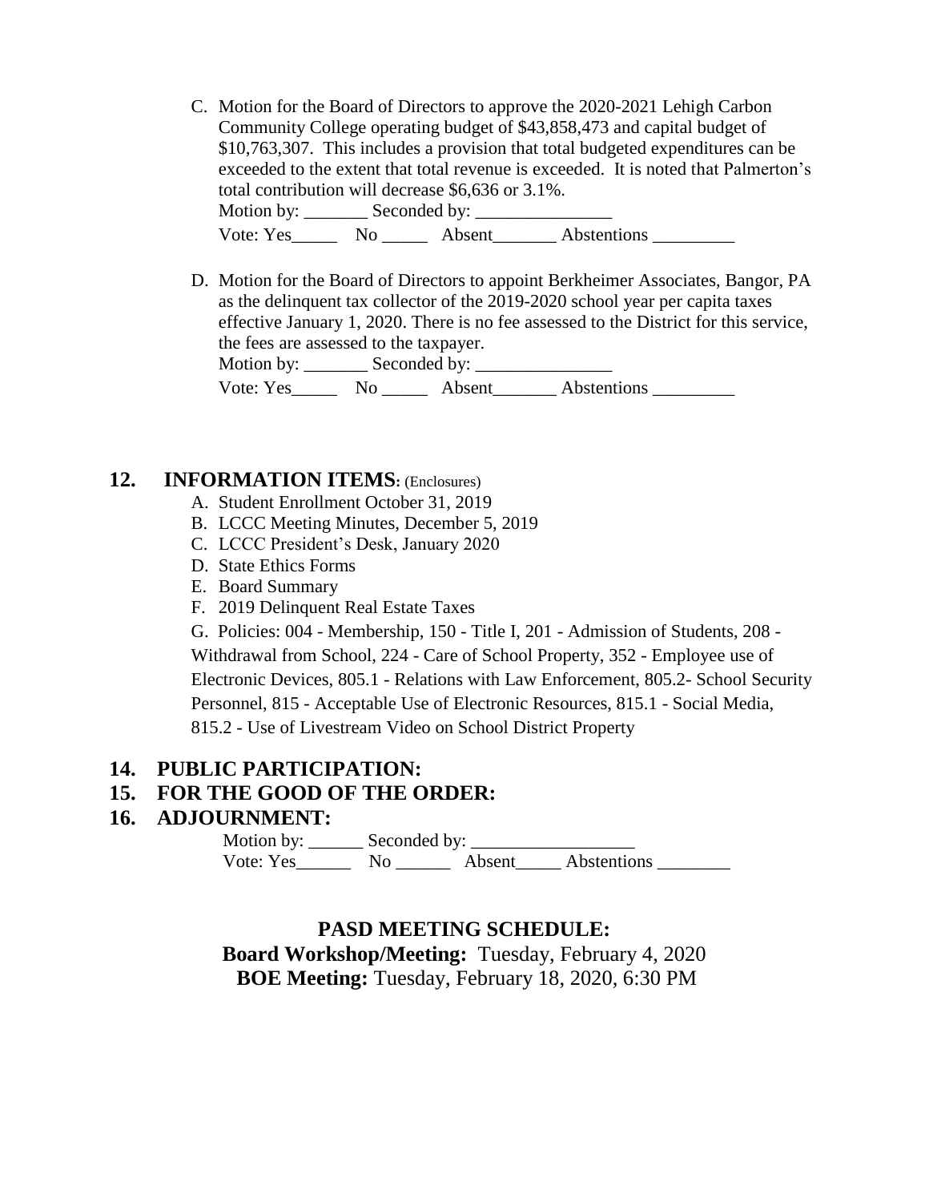C. Motion for the Board of Directors to approve the 2020-2021 Lehigh Carbon Community College operating budget of $43,858,473 and capital budget of $10,763,307. This includes a provision that total budgeted expenditures can be exceeded to the extent that total revenue is exceeded. It is noted that Palmerton's total contribution will decrease $6,636 or 3.1%.
Motion by: _______ Seconded by: _______________
Vote: Yes_____ No _____ Absent_______ Abstentions _________

D. Motion for the Board of Directors to appoint Berkheimer Associates, Bangor, PA as the delinquent tax collector of the 2019-2020 school year per capita taxes effective January 1, 2020. There is no fee assessed to the District for this service, the fees are assessed to the taxpayer.
Motion by: _______ Seconded by: _______________
Vote: Yes_____ No _____ Absent_______ Abstentions _________

## 12. INFORMATION ITEMS: (Enclosures)

A. Student Enrollment October 31, 2019
B. LCCC Meeting Minutes, December 5, 2019
C. LCCC President's Desk, January 2020
D. State Ethics Forms
E. Board Summary
F. 2019 Delinquent Real Estate Taxes
G. Policies: 004 - Membership, 150 - Title I, 201 - Admission of Students, 208 - Withdrawal from School, 224 - Care of School Property, 352 - Employee use of Electronic Devices, 805.1 - Relations with Law Enforcement, 805.2- School Security Personnel, 815 - Acceptable Use of Electronic Resources, 815.1 - Social Media, 815.2 - Use of Livestream Video on School District Property

## 14. PUBLIC PARTICIPATION:

## 15. FOR THE GOOD OF THE ORDER:

## 16. ADJOURNMENT:

Motion by: ______ Seconded by: __________________
Vote: Yes______ No ______ Absent_____ Abstentions ________

**PASD MEETING SCHEDULE:**

**Board Workshop/Meeting:** Tuesday, February 4, 2020
**BOE Meeting:** Tuesday, February 18, 2020, 6:30 PM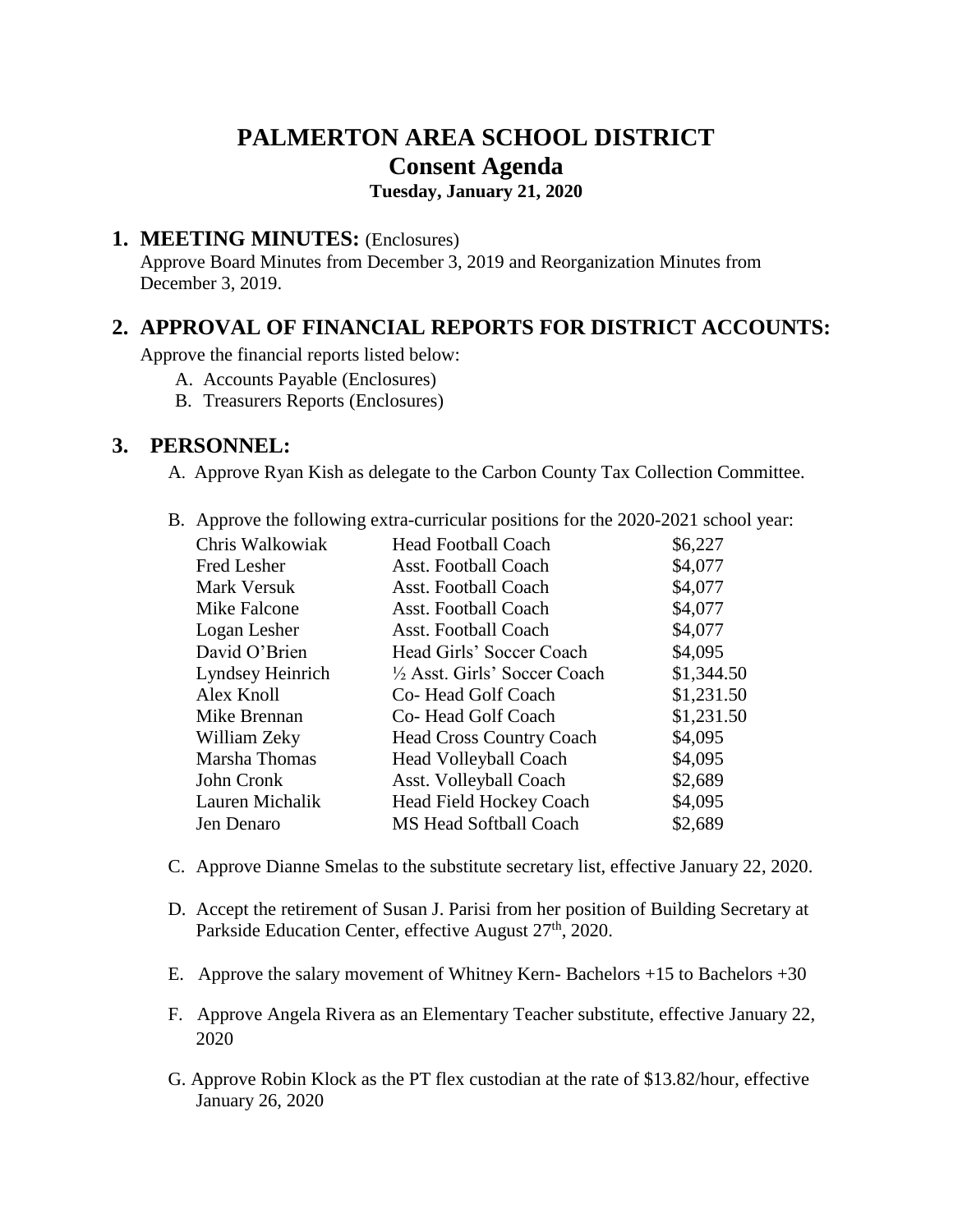# PALMERTON AREA SCHOOL DISTRICT
# Consent Agenda
### Tuesday, January 21, 2020

## 1. MEETING MINUTES: (Enclosures)

Approve Board Minutes from December 3, 2019 and Reorganization Minutes from December 3, 2019.

## 2. APPROVAL OF FINANCIAL REPORTS FOR DISTRICT ACCOUNTS:

Approve the financial reports listed below:

A. Accounts Payable (Enclosures)
B. Treasurers Reports (Enclosures)

## 3. PERSONNEL:

A. Approve Ryan Kish as delegate to the Carbon County Tax Collection Committee.

B. Approve the following extra-curricular positions for the 2020-2021 school year:

| | | |
|---|---|---|
| Chris Walkowiak | Head Football Coach | $6,227 |
| Fred Lesher | Asst. Football Coach | $4,077 |
| Mark Versuk | Asst. Football Coach | $4,077 |
| Mike Falcone | Asst. Football Coach | $4,077 |
| Logan Lesher | Asst. Football Coach | $4,077 |
| David O'Brien | Head Girls' Soccer Coach | $4,095 |
| Lyndsey Heinrich | ½ Asst. Girls' Soccer Coach | $1,344.50 |
| Alex Knoll | Co- Head Golf Coach | $1,231.50 |
| Mike Brennan | Co- Head Golf Coach | $1,231.50 |
| William Zeky | Head Cross Country Coach | $4,095 |
| Marsha Thomas | Head Volleyball Coach | $4,095 |
| John Cronk | Asst. Volleyball Coach | $2,689 |
| Lauren Michalik | Head Field Hockey Coach | $4,095 |
| Jen Denaro | MS Head Softball Coach | $2,689 |

C. Approve Dianne Smelas to the substitute secretary list, effective January 22, 2020.

D. Accept the retirement of Susan J. Parisi from her position of Building Secretary at Parkside Education Center, effective August 27th, 2020.

E. Approve the salary movement of Whitney Kern- Bachelors +15 to Bachelors +30

F. Approve Angela Rivera as an Elementary Teacher substitute, effective January 22, 2020

G. Approve Robin Klock as the PT flex custodian at the rate of $13.82/hour, effective January 26, 2020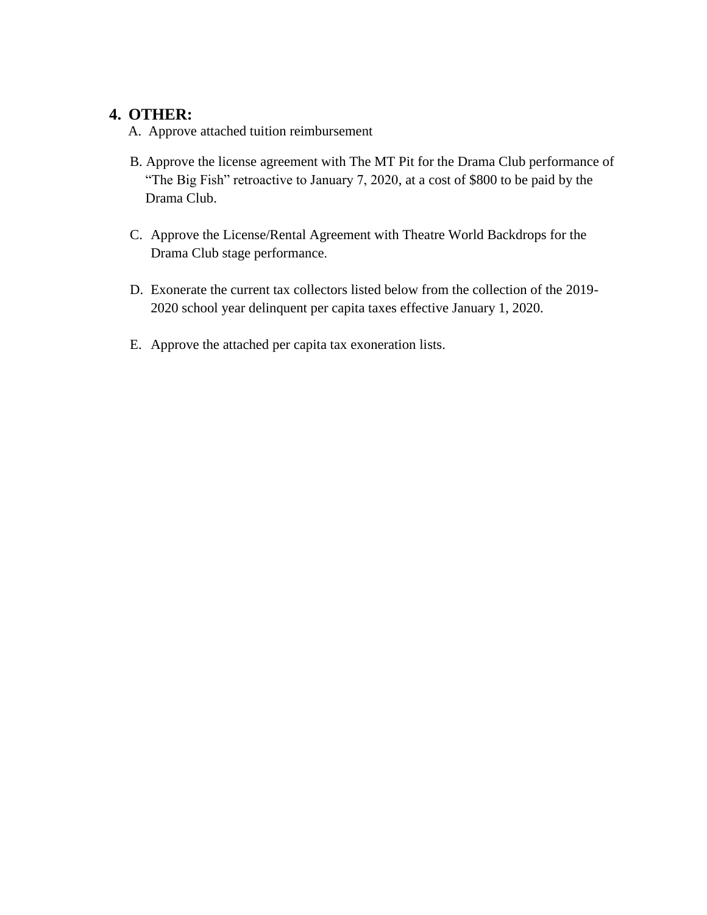## 4. OTHER:

A. Approve attached tuition reimbursement

B. Approve the license agreement with The MT Pit for the Drama Club performance of “The Big Fish” retroactive to January 7, 2020, at a cost of $800 to be paid by the Drama Club.

C. Approve the License/Rental Agreement with Theatre World Backdrops for the Drama Club stage performance.

D. Exonerate the current tax collectors listed below from the collection of the 2019-2020 school year delinquent per capita taxes effective January 1, 2020.

E. Approve the attached per capita tax exoneration lists.